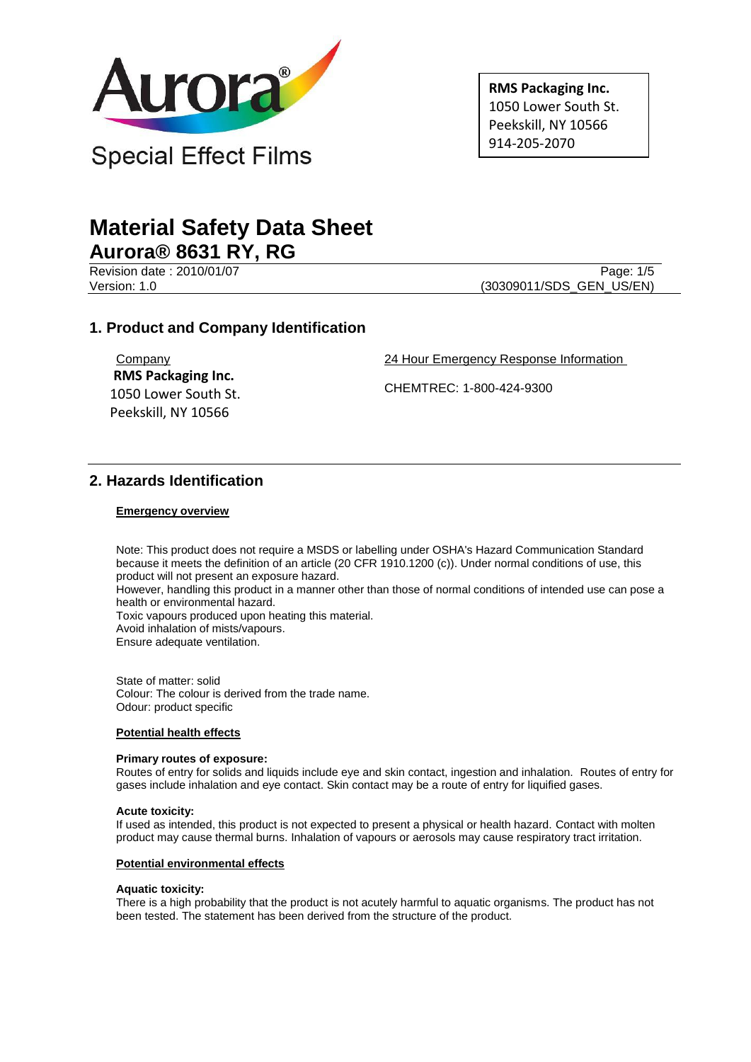Aurora®

Special Effect Films

**RMS Packaging Inc.**
1050 Lower South St.
Peekskill, NY 10566
914-205-2070

# Material Safety Data Sheet

## Aurora® 8631 RY, RG

Revision date : 2010/01/07
Version: 1.0
(30309011/SDS_GEN_US/EN)

## 1. Product and Company Identification

Company
**RMS Packaging Inc.**
1050 Lower South St.
Peekskill, NY 10566

24 Hour Emergency Response Information

CHEMTREC: 1-800-424-9300

## 2. Hazards Identification

**Emergency overview**

Note: This product does not require a MSDS or labelling under OSHA's Hazard Communication Standard because it meets the definition of an article (20 CFR 1910.1200 (c)). Under normal conditions of use, this product will not present an exposure hazard.
However, handling this product in a manner other than those of normal conditions of intended use can pose a health or environmental hazard.
Toxic vapours produced upon heating this material.
Avoid inhalation of mists/vapours.
Ensure adequate ventilation.

State of matter: solid
Colour: The colour is derived from the trade name.
Odour: product specific

**Potential health effects**

**Primary routes of exposure:**
Routes of entry for solids and liquids include eye and skin contact, ingestion and inhalation. Routes of entry for gases include inhalation and eye contact. Skin contact may be a route of entry for liquified gases.

**Acute toxicity:**
If used as intended, this product is not expected to present a physical or health hazard. Contact with molten product may cause thermal burns. Inhalation of vapours or aerosols may cause respiratory tract irritation.

**Potential environmental effects**

**Aquatic toxicity:**
There is a high probability that the product is not acutely harmful to aquatic organisms. The product has not been tested. The statement has been derived from the structure of the product.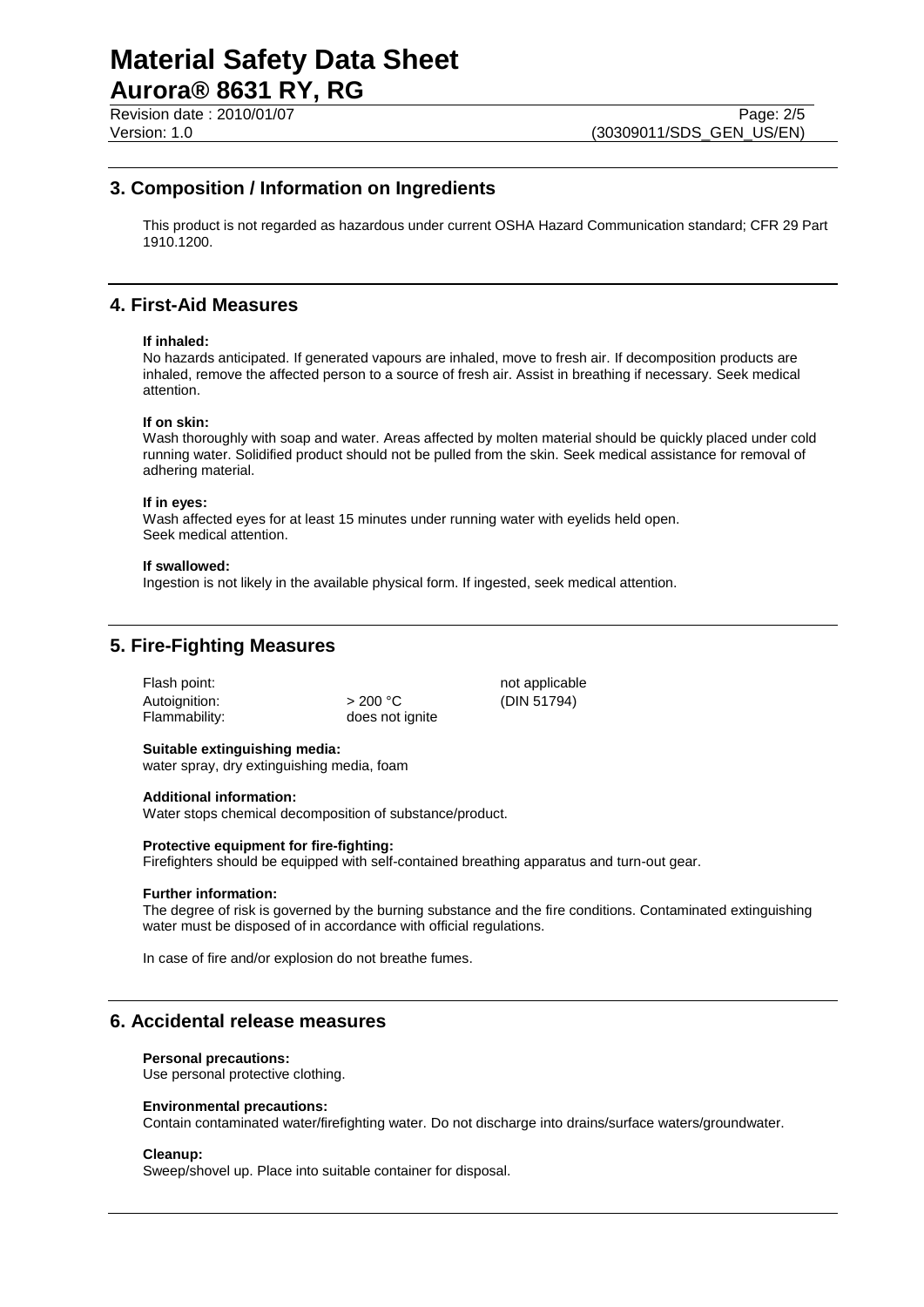## 3. Composition / Information on Ingredients

This product is not regarded as hazardous under current OSHA Hazard Communication standard; CFR 29 Part 1910.1200.

## 4. First-Aid Measures

**If inhaled:**
No hazards anticipated. If generated vapours are inhaled, move to fresh air. If decomposition products are inhaled, remove the affected person to a source of fresh air. Assist in breathing if necessary. Seek medical attention.

**If on skin:**
Wash thoroughly with soap and water. Areas affected by molten material should be quickly placed under cold running water. Solidified product should not be pulled from the skin. Seek medical assistance for removal of adhering material.

**If in eyes:**
Wash affected eyes for at least 15 minutes under running water with eyelids held open.
Seek medical attention.

**If swallowed:**
Ingestion is not likely in the available physical form. If ingested, seek medical attention.

## 5. Fire-Fighting Measures

| | | |
|---|---|---|
| Flash point: | | not applicable |
| Autoignition: | > 200 °C | (DIN 51794) |
| Flammability: | does not ignite | |

**Suitable extinguishing media:**
water spray, dry extinguishing media, foam

**Additional information:**
Water stops chemical decomposition of substance/product.

**Protective equipment for fire-fighting:**
Firefighters should be equipped with self-contained breathing apparatus and turn-out gear.

**Further information:**
The degree of risk is governed by the burning substance and the fire conditions. Contaminated extinguishing water must be disposed of in accordance with official regulations.

In case of fire and/or explosion do not breathe fumes.

## 6. Accidental release measures

**Personal precautions:**
Use personal protective clothing.

**Environmental precautions:**
Contain contaminated water/firefighting water. Do not discharge into drains/surface waters/groundwater.

**Cleanup:**
Sweep/shovel up. Place into suitable container for disposal.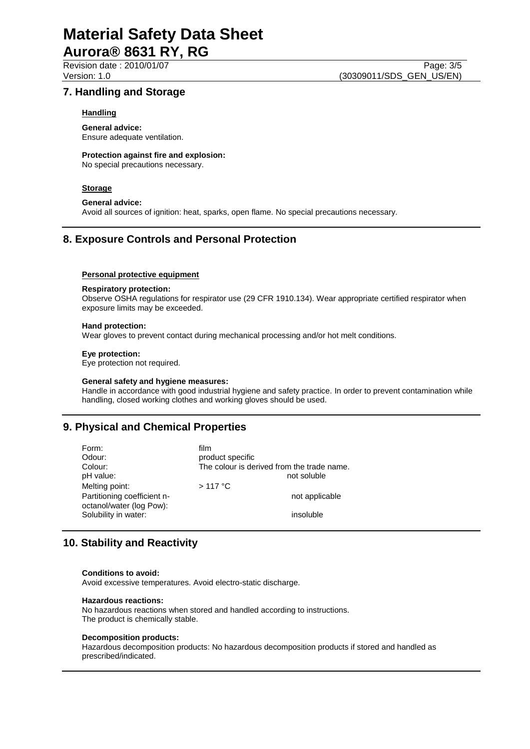## 7. Handling and Storage

### Handling

**General advice:**
Ensure adequate ventilation.

**Protection against fire and explosion:**
No special precautions necessary.

### Storage

**General advice:**
Avoid all sources of ignition: heat, sparks, open flame. No special precautions necessary.

## 8. Exposure Controls and Personal Protection

### Personal protective equipment

**Respiratory protection:**
Observe OSHA regulations for respirator use (29 CFR 1910.134). Wear appropriate certified respirator when exposure limits may be exceeded.

**Hand protection:**
Wear gloves to prevent contact during mechanical processing and/or hot melt conditions.

**Eye protection:**
Eye protection not required.

**General safety and hygiene measures:**
Handle in accordance with good industrial hygiene and safety practice. In order to prevent contamination while handling, closed working clothes and working gloves should be used.

## 9. Physical and Chemical Properties

| | |
|---|---|
| Form: | film |
| Odour: | product specific |
| Colour: | The colour is derived from the trade name. |
| pH value: | not soluble |
| Melting point: | > 117 °C |
| Partitioning coefficient n-octanol/water (log Pow): | not applicable |
| Solubility in water: | insoluble |

## 10. Stability and Reactivity

**Conditions to avoid:**
Avoid excessive temperatures. Avoid electro-static discharge.

**Hazardous reactions:**
No hazardous reactions when stored and handled according to instructions.
The product is chemically stable.

**Decomposition products:**
Hazardous decomposition products: No hazardous decomposition products if stored and handled as prescribed/indicated.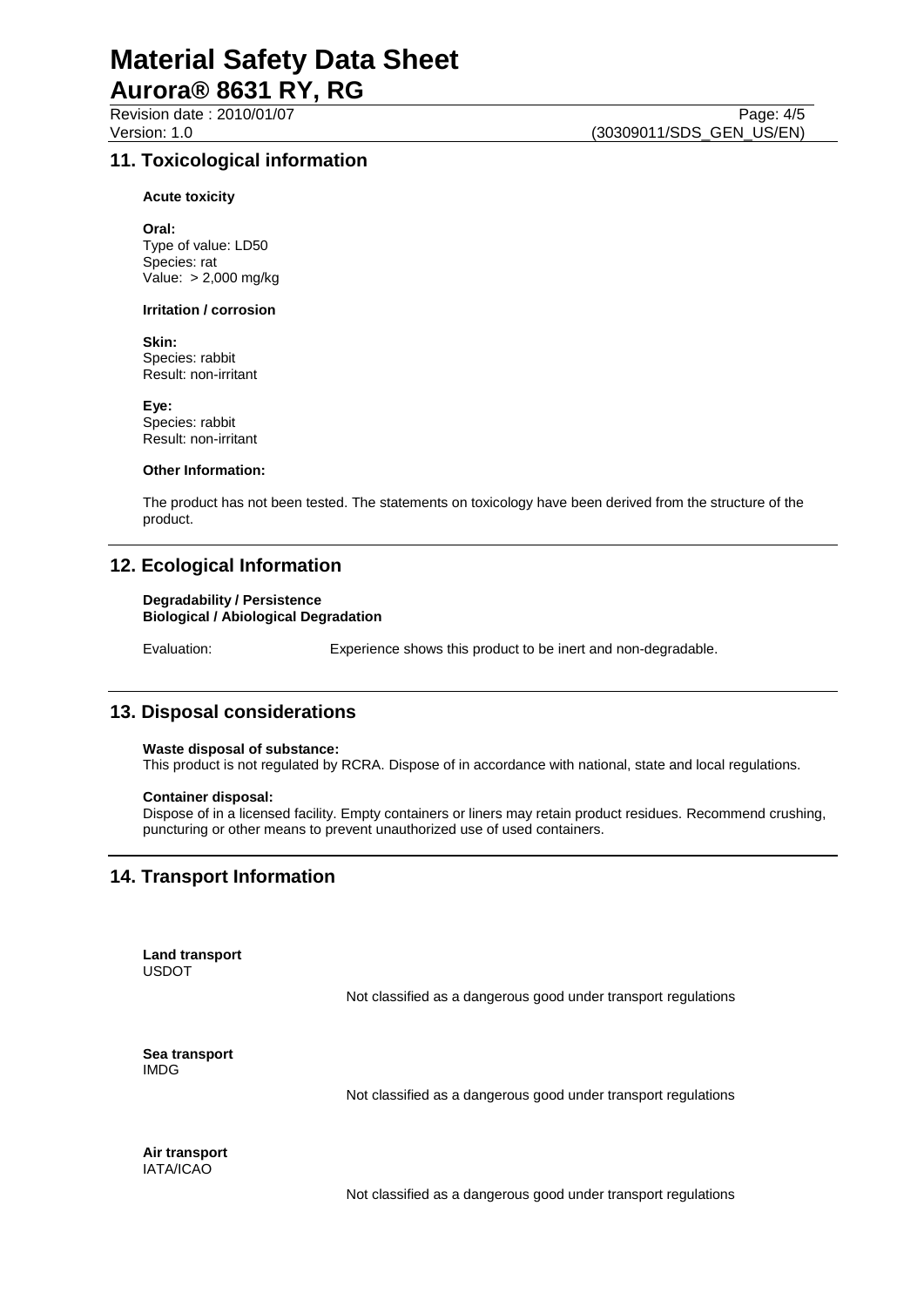## 11. Toxicological information

**Acute toxicity**

**Oral:**
Type of value: LD50
Species: rat
Value: > 2,000 mg/kg

**Irritation / corrosion**

**Skin:**
Species: rabbit
Result: non-irritant

**Eye:**
Species: rabbit
Result: non-irritant

**Other Information:**

The product has not been tested. The statements on toxicology have been derived from the structure of the product.

## 12. Ecological Information

**Degradability / Persistence**
**Biological / Abiological Degradation**

Evaluation: Experience shows this product to be inert and non-degradable.

## 13. Disposal considerations

**Waste disposal of substance:**
This product is not regulated by RCRA. Dispose of in accordance with national, state and local regulations.

**Container disposal:**
Dispose of in a licensed facility. Empty containers or liners may retain product residues. Recommend crushing, puncturing or other means to prevent unauthorized use of used containers.

## 14. Transport Information

**Land transport**
USDOT

Not classified as a dangerous good under transport regulations

**Sea transport**
IMDG

Not classified as a dangerous good under transport regulations

**Air transport**
IATA/ICAO

Not classified as a dangerous good under transport regulations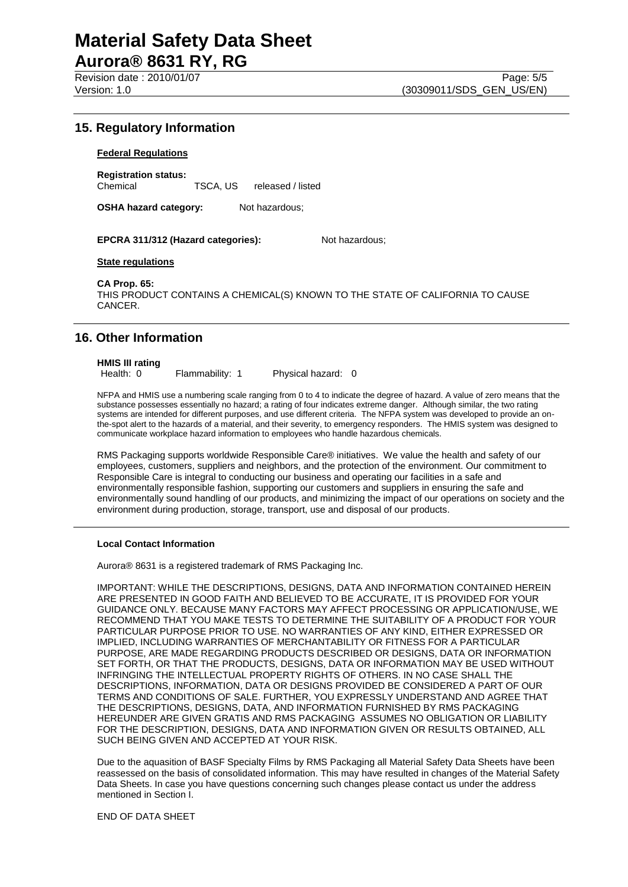## 15. Regulatory Information

**Federal Regulations**

**Registration status:**
Chemical TSCA, US released / listed

**OSHA hazard category:** Not hazardous;

**EPCRA 311/312 (Hazard categories):** Not hazardous;

**State regulations**

**CA Prop. 65:**
THIS PRODUCT CONTAINS A CHEMICAL(S) KNOWN TO THE STATE OF CALIFORNIA TO CAUSE CANCER.

## 16. Other Information

**HMIS III rating**
Health: 0 Flammability: 1 Physical hazard: 0

NFPA and HMIS use a numbering scale ranging from 0 to 4 to indicate the degree of hazard. A value of zero means that the substance possesses essentially no hazard; a rating of four indicates extreme danger. Although similar, the two rating systems are intended for different purposes, and use different criteria. The NFPA system was developed to provide an on-the-spot alert to the hazards of a material, and their severity, to emergency responders. The HMIS system was designed to communicate workplace hazard information to employees who handle hazardous chemicals.

RMS Packaging supports worldwide Responsible Care® initiatives. We value the health and safety of our employees, customers, suppliers and neighbors, and the protection of the environment. Our commitment to Responsible Care is integral to conducting our business and operating our facilities in a safe and environmentally responsible fashion, supporting our customers and suppliers in ensuring the safe and environmentally sound handling of our products, and minimizing the impact of our operations on society and the environment during production, storage, transport, use and disposal of our products.

**Local Contact Information**

Aurora® 8631 is a registered trademark of RMS Packaging Inc.

IMPORTANT: WHILE THE DESCRIPTIONS, DESIGNS, DATA AND INFORMATION CONTAINED HEREIN ARE PRESENTED IN GOOD FAITH AND BELIEVED TO BE ACCURATE, IT IS PROVIDED FOR YOUR GUIDANCE ONLY. BECAUSE MANY FACTORS MAY AFFECT PROCESSING OR APPLICATION/USE, WE RECOMMEND THAT YOU MAKE TESTS TO DETERMINE THE SUITABILITY OF A PRODUCT FOR YOUR PARTICULAR PURPOSE PRIOR TO USE. NO WARRANTIES OF ANY KIND, EITHER EXPRESSED OR IMPLIED, INCLUDING WARRANTIES OF MERCHANTABILITY OR FITNESS FOR A PARTICULAR PURPOSE, ARE MADE REGARDING PRODUCTS DESCRIBED OR DESIGNS, DATA OR INFORMATION SET FORTH, OR THAT THE PRODUCTS, DESIGNS, DATA OR INFORMATION MAY BE USED WITHOUT INFRINGING THE INTELLECTUAL PROPERTY RIGHTS OF OTHERS. IN NO CASE SHALL THE DESCRIPTIONS, INFORMATION, DATA OR DESIGNS PROVIDED BE CONSIDERED A PART OF OUR TERMS AND CONDITIONS OF SALE. FURTHER, YOU EXPRESSLY UNDERSTAND AND AGREE THAT THE DESCRIPTIONS, DESIGNS, DATA, AND INFORMATION FURNISHED BY RMS PACKAGING HEREUNDER ARE GIVEN GRATIS AND RMS PACKAGING ASSUMES NO OBLIGATION OR LIABILITY FOR THE DESCRIPTION, DESIGNS, DATA AND INFORMATION GIVEN OR RESULTS OBTAINED, ALL SUCH BEING GIVEN AND ACCEPTED AT YOUR RISK.

Due to the aquasition of BASF Specialty Films by RMS Packaging all Material Safety Data Sheets have been reassessed on the basis of consolidated information. This may have resulted in changes of the Material Safety Data Sheets. In case you have questions concerning such changes please contact us under the address mentioned in Section I.

END OF DATA SHEET